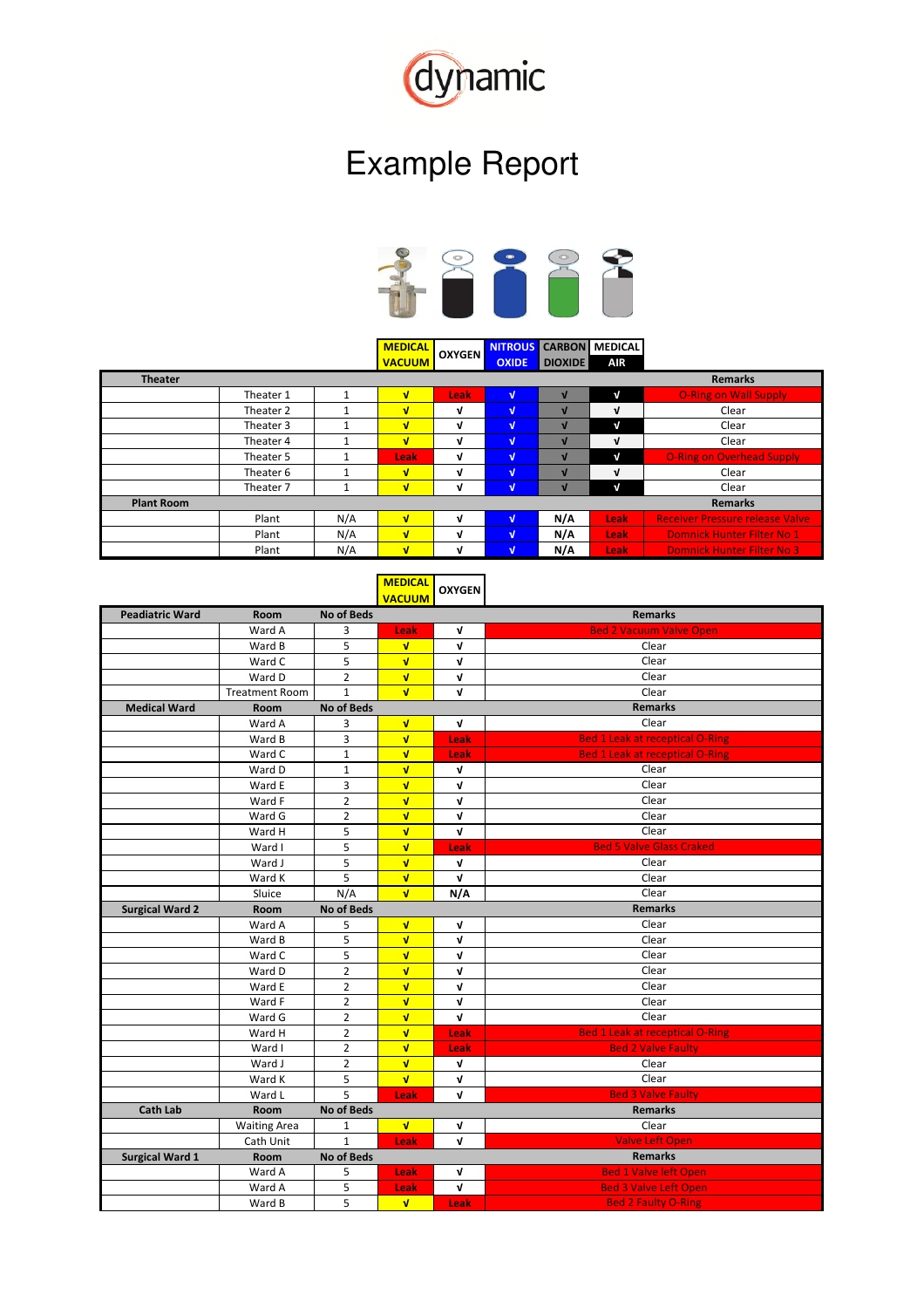dynamic

# Example Report

| | | | MEDICAL VACUUM | OXYGEN | NITROUS OXIDE | CARBON DIOXIDE | MEDICAL AIR | Remarks |
|---|---|---|---|---|---|---|---|---|
| **Theater** | | | | | | | | **Remarks** |
| | Theater 1 | 1 | √ | Leak | √ | √ | √ | O-Ring on Wall Supply |
| | Theater 2 | 1 | √ | √ | √ | √ | √ | Clear |
| | Theater 3 | 1 | √ | √ | √ | √ | √ | Clear |
| | Theater 4 | 1 | √ | √ | √ | √ | √ | Clear |
| | Theater 5 | 1 | Leak | √ | √ | √ | √ | O-Ring on Overhead Supply |
| | Theater 6 | 1 | √ | √ | √ | √ | √ | Clear |
| | Theater 7 | 1 | √ | √ | √ | √ | √ | Clear |
| **Plant Room** | | | | | | | | **Remarks** |
| | Plant | N/A | √ | √ | √ | N/A | Leak | Receiver Pressure release Valve |
| | Plant | N/A | √ | √ | √ | N/A | Leak | Domnick Hunter Filter No 1 |
| | Plant | N/A | √ | √ | √ | N/A | Leak | Domnick Hunter Filter No 3 |

| | | | MEDICAL VACUUM | OXYGEN | |
|---|---|---|---|---|---|
| **Peadiatric Ward** | **Room** | **No of Beds** | | | **Remarks** |
| | Ward A | 3 | Leak | √ | Bed 2 Vacuum Valve Open |
| | Ward B | 5 | √ | √ | Clear |
| | Ward C | 5 | √ | √ | Clear |
| | Ward D | 2 | √ | √ | Clear |
| | Treatment Room | 1 | √ | √ | Clear |
| **Medical Ward** | **Room** | **No of Beds** | | | **Remarks** |
| | Ward A | 3 | √ | √ | Clear |
| | Ward B | 3 | √ | Leak | Bed 1 Leak at receptical O-Ring |
| | Ward C | 1 | √ | Leak | Bed 1 Leak at receptical O-Ring |
| | Ward D | 1 | √ | √ | Clear |
| | Ward E | 3 | √ | √ | Clear |
| | Ward F | 2 | √ | √ | Clear |
| | Ward G | 2 | √ | √ | Clear |
| | Ward H | 5 | √ | √ | Clear |
| | Ward I | 5 | √ | Leak | Bed 5 Valve Glass Craked |
| | Ward J | 5 | √ | √ | Clear |
| | Ward K | 5 | √ | √ | Clear |
| | Sluice | N/A | √ | N/A | Clear |
| **Surgical Ward 2** | **Room** | **No of Beds** | | | **Remarks** |
| | Ward A | 5 | √ | √ | Clear |
| | Ward B | 5 | √ | √ | Clear |
| | Ward C | 5 | √ | √ | Clear |
| | Ward D | 2 | √ | √ | Clear |
| | Ward E | 2 | √ | √ | Clear |
| | Ward F | 2 | √ | √ | Clear |
| | Ward G | 2 | √ | √ | Clear |
| | Ward H | 2 | √ | Leak | Bed 1 Leak at receptical O-Ring |
| | Ward I | 2 | √ | Leak | Bed 2 Valve Faulty |
| | Ward J | 2 | √ | √ | Clear |
| | Ward K | 5 | √ | √ | Clear |
| | Ward L | 5 | Leak | √ | Bed 3 Valve Faulty |
| **Cath Lab** | **Room** | **No of Beds** | | | **Remarks** |
| | Waiting Area | 1 | √ | √ | Clear |
| | Cath Unit | 1 | Leak | √ | Valve Left Open |
| **Surgical Ward 1** | **Room** | **No of Beds** | | | **Remarks** |
| | Ward A | 5 | Leak | √ | Bed 1 Valve left Open |
| | Ward A | 5 | Leak | √ | Bed 3 Valve Left Open |
| | Ward B | 5 | √ | Leak | Bed 2 Faulty O-Ring |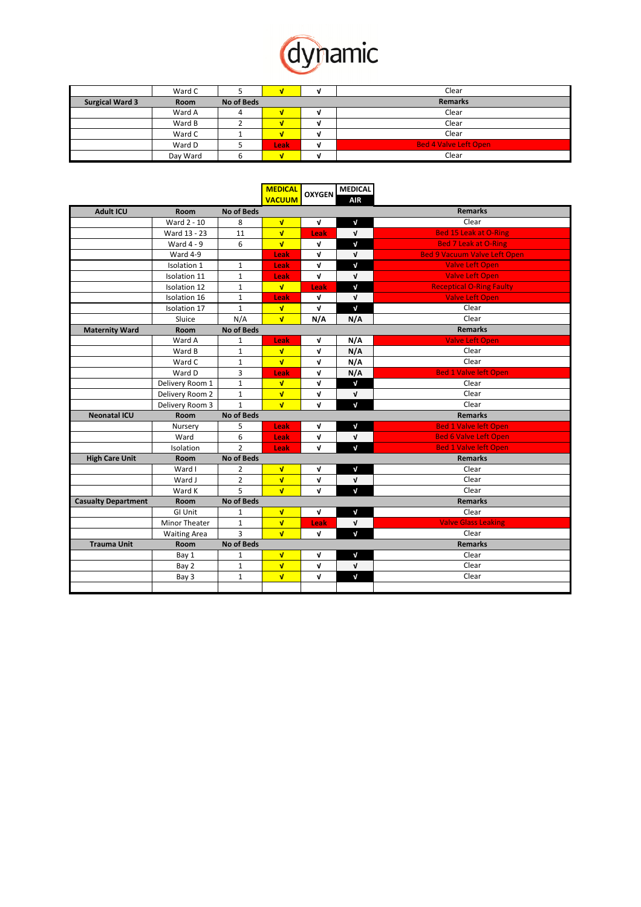dynamic

| | | | | | |
|---|---|---|---|---|---|
| | Ward C | 5 | √ | √ | Clear |
| **Surgical Ward 3** | **Room** | **No of Beds** | | | **Remarks** |
| | Ward A | 4 | √ | √ | Clear |
| | Ward B | 2 | √ | √ | Clear |
| | Ward C | 1 | √ | √ | Clear |
| | Ward D | 5 | Leak | √ | Bed 4 Valve Left Open |
| | Day Ward | 6 | √ | √ | Clear |

| | | | MEDICAL VACUUM | OXYGEN | MEDICAL AIR | |
|---|---|---|---|---|---|---|
| **Adult ICU** | **Room** | **No of Beds** | | | | **Remarks** |
| | Ward 2 - 10 | 8 | √ | √ | √ | Clear |
| | Ward 13 - 23 | 11 | √ | Leak | √ | Bed 15 Leak at O-Ring |
| | Ward 4 - 9 | 6 | √ | √ | √ | Bed 7 Leak at O-Ring |
| | Ward 4-9 | | Leak | √ | √ | Bed 9 Vacuum Valve Left Open |
| | Isolation 1 | 1 | Leak | √ | √ | Valve Left Open |
| | Isolation 11 | 1 | Leak | √ | √ | Valve Left Open |
| | Isolation 12 | 1 | √ | Leak | √ | Receptical O-Ring Faulty |
| | Isolation 16 | 1 | Leak | √ | √ | Valve Left Open |
| | Isolation 17 | 1 | √ | √ | √ | Clear |
| | Sluice | N/A | √ | N/A | N/A | Clear |
| **Maternity Ward** | **Room** | **No of Beds** | | | | **Remarks** |
| | Ward A | 1 | Leak | √ | N/A | Valve Left Open |
| | Ward B | 1 | √ | √ | N/A | Clear |
| | Ward C | 1 | √ | √ | N/A | Clear |
| | Ward D | 3 | Leak | √ | N/A | Bed 1 Valve left Open |
| | Delivery Room 1 | 1 | √ | √ | √ | Clear |
| | Delivery Room 2 | 1 | √ | √ | √ | Clear |
| | Delivery Room 3 | 1 | √ | √ | √ | Clear |
| **Neonatal ICU** | **Room** | **No of Beds** | | | | **Remarks** |
| | Nursery | 5 | Leak | √ | √ | Bed 1 Valve left Open |
| | Ward | 6 | Leak | √ | √ | Bed 6 Valve Left Open |
| | Isolation | 2 | Leak | √ | √ | Bed 1 Valve left Open |
| **High Care Unit** | **Room** | **No of Beds** | | | | **Remarks** |
| | Ward I | 2 | √ | √ | √ | Clear |
| | Ward J | 2 | √ | √ | √ | Clear |
| | Ward K | 5 | √ | √ | √ | Clear |
| **Casualty Department** | **Room** | **No of Beds** | | | | **Remarks** |
| | GI Unit | 1 | √ | √ | √ | Clear |
| | Minor Theater | 1 | √ | Leak | √ | Valve Glass Leaking |
| | Waiting Area | 3 | √ | √ | √ | Clear |
| **Trauma Unit** | **Room** | **No of Beds** | | | | **Remarks** |
| | Bay 1 | 1 | √ | √ | √ | Clear |
| | Bay 2 | 1 | √ | √ | √ | Clear |
| | Bay 3 | 1 | √ | √ | √ | Clear |